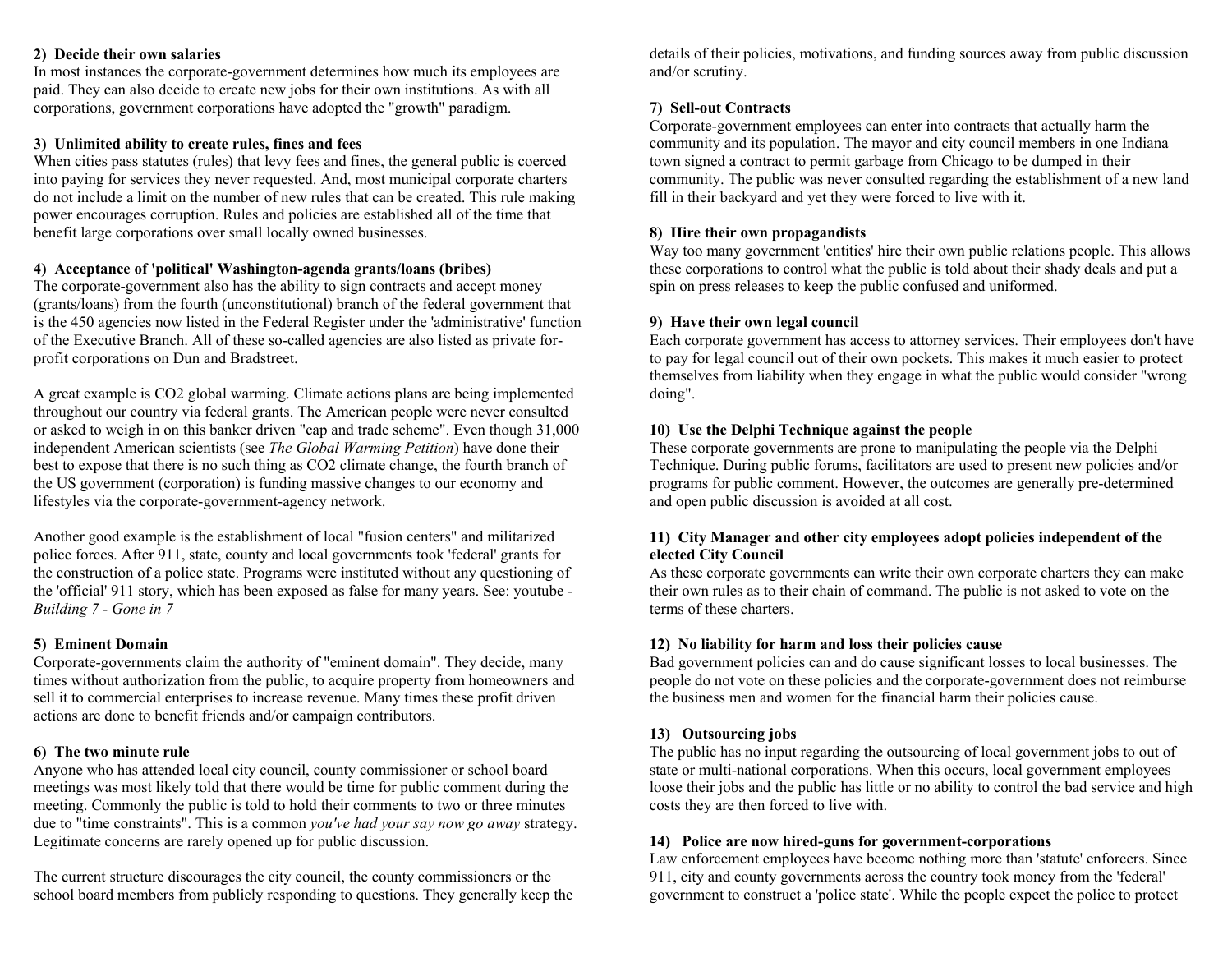**2) Decide their own salaries**

In most instances the corporate-government determines how much its employees are paid. They can also decide to create new jobs for their own institutions. As with all corporations, government corporations have adopted the "growth" paradigm.

**3) Unlimited ability to create rules, fines and fees**

When cities pass statutes (rules) that levy fees and fines, the general public is coerced into paying for services they never requested. And, most municipal corporate charters do not include a limit on the number of new rules that can be created. This rule making power encourages corruption. Rules and policies are established all of the time that benefit large corporations over small locally owned businesses.

**4) Acceptance of 'political' Washington-agenda grants/loans (bribes)**

The corporate-government also has the ability to sign contracts and accept money (grants/loans) from the fourth (unconstitutional) branch of the federal government that is the 450 agencies now listed in the Federal Register under the 'administrative' function of the Executive Branch. All of these so-called agencies are also listed as private for-profit corporations on Dun and Bradstreet.

A great example is CO2 global warming. Climate actions plans are being implemented throughout our country via federal grants. The American people were never consulted or asked to weigh in on this banker driven "cap and trade scheme". Even though 31,000 independent American scientists (see *The Global Warming Petition*) have done their best to expose that there is no such thing as CO2 climate change, the fourth branch of the US government (corporation) is funding massive changes to our economy and lifestyles via the corporate-government-agency network.

Another good example is the establishment of local "fusion centers" and militarized police forces. After 911, state, county and local governments took 'federal' grants for the construction of a police state. Programs were instituted without any questioning of the 'official' 911 story, which has been exposed as false for many years. See: youtube - *Building 7 - Gone in 7*

**5) Eminent Domain**

Corporate-governments claim the authority of "eminent domain". They decide, many times without authorization from the public, to acquire property from homeowners and sell it to commercial enterprises to increase revenue. Many times these profit driven actions are done to benefit friends and/or campaign contributors.

**6) The two minute rule**

Anyone who has attended local city council, county commissioner or school board meetings was most likely told that there would be time for public comment during the meeting. Commonly the public is told to hold their comments to two or three minutes due to "time constraints". This is a common *you've had your say now go away* strategy. Legitimate concerns are rarely opened up for public discussion.

The current structure discourages the city council, the county commissioners or the school board members from publicly responding to questions. They generally keep the details of their policies, motivations, and funding sources away from public discussion and/or scrutiny.

**7) Sell-out Contracts**

Corporate-government employees can enter into contracts that actually harm the community and its population. The mayor and city council members in one Indiana town signed a contract to permit garbage from Chicago to be dumped in their community. The public was never consulted regarding the establishment of a new land fill in their backyard and yet they were forced to live with it.

**8) Hire their own propagandists**

Way too many government 'entities' hire their own public relations people. This allows these corporations to control what the public is told about their shady deals and put a spin on press releases to keep the public confused and uniformed.

**9) Have their own legal council**

Each corporate government has access to attorney services. Their employees don't have to pay for legal council out of their own pockets. This makes it much easier to protect themselves from liability when they engage in what the public would consider "wrong doing".

**10) Use the Delphi Technique against the people**

These corporate governments are prone to manipulating the people via the Delphi Technique. During public forums, facilitators are used to present new policies and/or programs for public comment. However, the outcomes are generally pre-determined and open public discussion is avoided at all cost.

**11) City Manager and other city employees adopt policies independent of the elected City Council**

As these corporate governments can write their own corporate charters they can make their own rules as to their chain of command. The public is not asked to vote on the terms of these charters.

**12) No liability for harm and loss their policies cause**

Bad government policies can and do cause significant losses to local businesses. The people do not vote on these policies and the corporate-government does not reimburse the business men and women for the financial harm their policies cause.

**13) Outsourcing jobs**

The public has no input regarding the outsourcing of local government jobs to out of state or multi-national corporations. When this occurs, local government employees loose their jobs and the public has little or no ability to control the bad service and high costs they are then forced to live with.

**14) Police are now hired-guns for government-corporations**

Law enforcement employees have become nothing more than 'statute' enforcers. Since 911, city and county governments across the country took money from the 'federal' government to construct a 'police state'. While the people expect the police to protect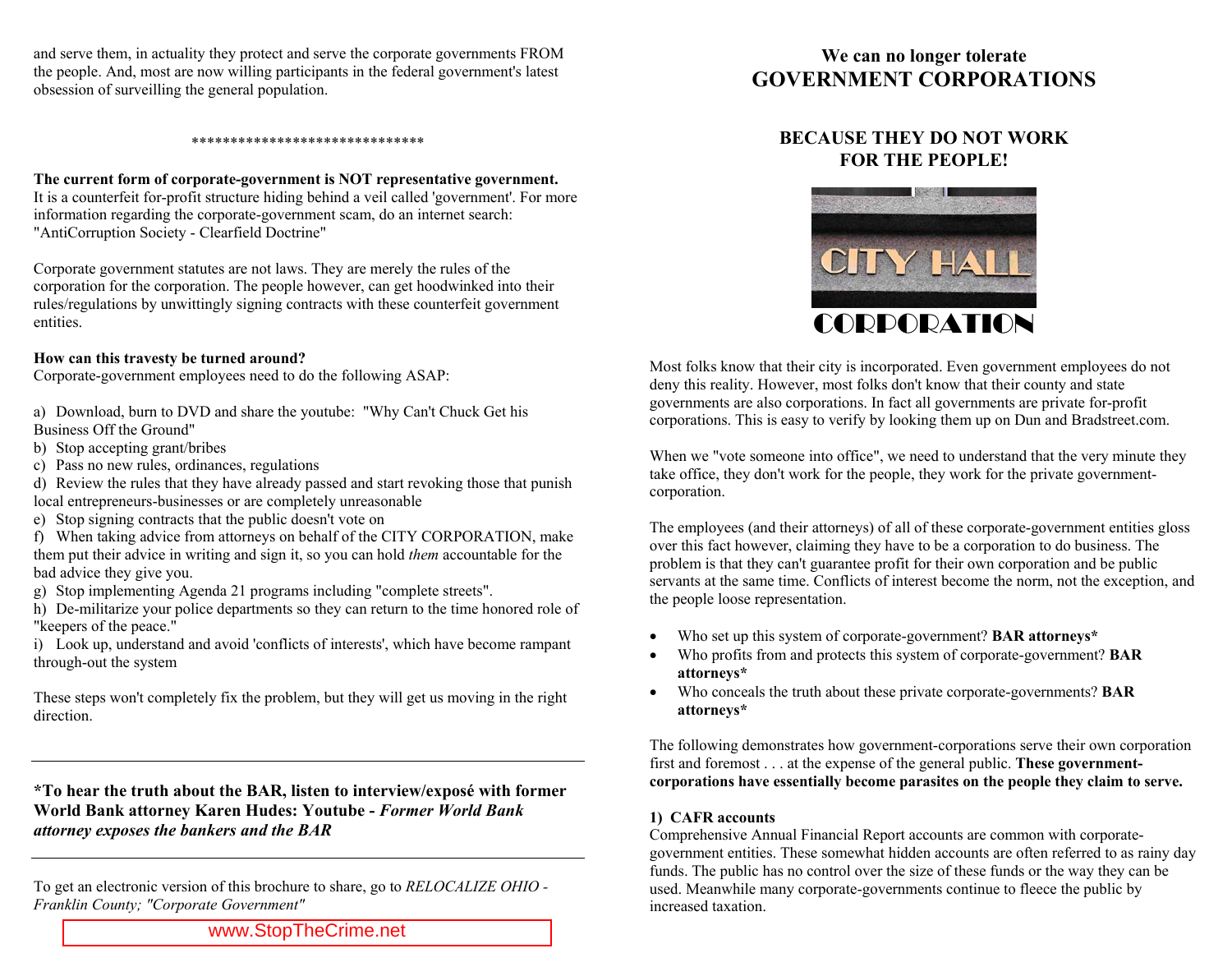and serve them, in actuality they protect and serve the corporate governments FROM the people. And, most are now willing participants in the federal government's latest obsession of surveilling the general population.

******************************

**The current form of corporate-government is NOT representative government.** It is a counterfeit for-profit structure hiding behind a veil called 'government'. For more information regarding the corporate-government scam, do an internet search: "AntiCorruption Society - Clearfield Doctrine"

Corporate government statutes are not laws. They are merely the rules of the corporation for the corporation. The people however, can get hoodwinked into their rules/regulations by unwittingly signing contracts with these counterfeit government entities.

**How can this travesty be turned around?**
Corporate-government employees need to do the following ASAP:

a) Download, burn to DVD and share the youtube: "Why Can't Chuck Get his Business Off the Ground"
b) Stop accepting grant/bribes
c) Pass no new rules, ordinances, regulations
d) Review the rules that they have already passed and start revoking those that punish local entrepreneurs-businesses or are completely unreasonable
e) Stop signing contracts that the public doesn't vote on
f) When taking advice from attorneys on behalf of the CITY CORPORATION, make them put their advice in writing and sign it, so you can hold *them* accountable for the bad advice they give you.
g) Stop implementing Agenda 21 programs including "complete streets".
h) De-militarize your police departments so they can return to the time honored role of "keepers of the peace."
i) Look up, understand and avoid 'conflicts of interests', which have become rampant through-out the system

These steps won't completely fix the problem, but they will get us moving in the right direction.

---

***To hear the truth about the BAR, listen to interview/exposé with former World Bank attorney Karen Hudes: Youtube - *Former World Bank attorney exposes the bankers and the BAR***

---

To get an electronic version of this brochure to share, go to *RELOCALIZE OHIO - Franklin County; "Corporate Government"*

www.StopTheCrime.net

## We can no longer tolerate GOVERNMENT CORPORATIONS

### BECAUSE THEY DO NOT WORK FOR THE PEOPLE!

CITY HALL

CORPORATION

Most folks know that their city is incorporated. Even government employees do not deny this reality. However, most folks don't know that their county and state governments are also corporations. In fact all governments are private for-profit corporations. This is easy to verify by looking them up on Dun and Bradstreet.com.

When we "vote someone into office", we need to understand that the very minute they take office, they don't work for the people, they work for the private government-corporation.

The employees (and their attorneys) of all of these corporate-government entities gloss over this fact however, claiming they have to be a corporation to do business. The problem is that they can't guarantee profit for their own corporation and be public servants at the same time. Conflicts of interest become the norm, not the exception, and the people loose representation.

- Who set up this system of corporate-government? **BAR attorneys***
- Who profits from and protects this system of corporate-government? **BAR attorneys***
- Who conceals the truth about these private corporate-governments? **BAR attorneys***

The following demonstrates how government-corporations serve their own corporation first and foremost . . . at the expense of the general public. **These government-corporations have essentially become parasites on the people they claim to serve.**

**1) CAFR accounts**
Comprehensive Annual Financial Report accounts are common with corporate-government entities. These somewhat hidden accounts are often referred to as rainy day funds. The public has no control over the size of these funds or the way they can be used. Meanwhile many corporate-governments continue to fleece the public by increased taxation.